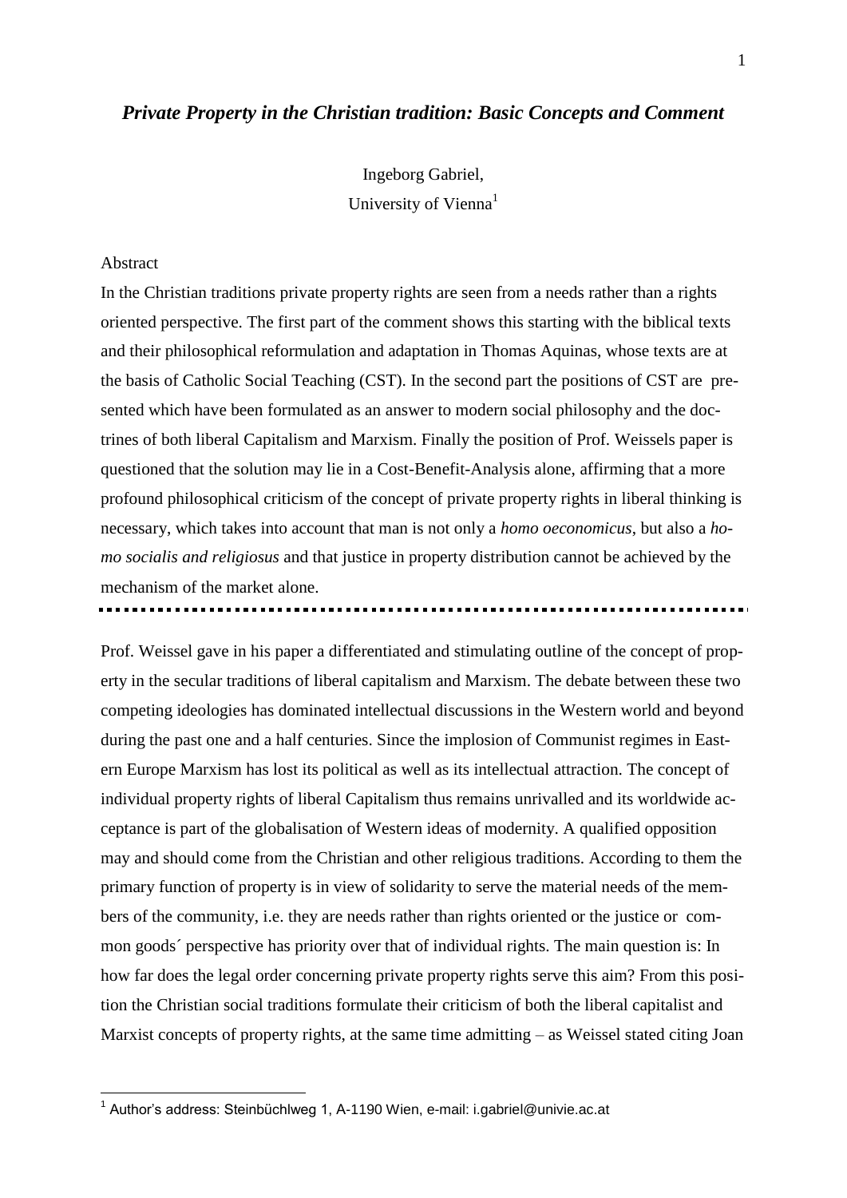# *Private Property in the Christian tradition: Basic Concepts and Comment*

Ingeborg Gabriel,
University of Vienna[1]

Abstract

In the Christian traditions private property rights are seen from a needs rather than a rights oriented perspective. The first part of the comment shows this starting with the biblical texts and their philosophical reformulation and adaptation in Thomas Aquinas, whose texts are at the basis of Catholic Social Teaching (CST). In the second part the positions of CST are presented which have been formulated as an answer to modern social philosophy and the doctrines of both liberal Capitalism and Marxism. Finally the position of Prof. Weissels paper is questioned that the solution may lie in a Cost-Benefit-Analysis alone, affirming that a more profound philosophical criticism of the concept of private property rights in liberal thinking is necessary, which takes into account that man is not only a *homo oeconomicus*, but also a *homo socialis and religiosus* and that justice in property distribution cannot be achieved by the mechanism of the market alone.

---

Prof. Weissel gave in his paper a differentiated and stimulating outline of the concept of property in the secular traditions of liberal capitalism and Marxism. The debate between these two competing ideologies has dominated intellectual discussions in the Western world and beyond during the past one and a half centuries. Since the implosion of Communist regimes in Eastern Europe Marxism has lost its political as well as its intellectual attraction. The concept of individual property rights of liberal Capitalism thus remains unrivalled and its worldwide acceptance is part of the globalisation of Western ideas of modernity. A qualified opposition may and should come from the Christian and other religious traditions. According to them the primary function of property is in view of solidarity to serve the material needs of the members of the community, i.e. they are needs rather than rights oriented or the justice or common goods´ perspective has priority over that of individual rights. The main question is: In how far does the legal order concerning private property rights serve this aim? From this position the Christian social traditions formulate their criticism of both the liberal capitalist and Marxist concepts of property rights, at the same time admitting – as Weissel stated citing Joan

[1] Author's address: Steinbüchlweg 1, A-1190 Wien, e-mail: i.gabriel@univie.ac.at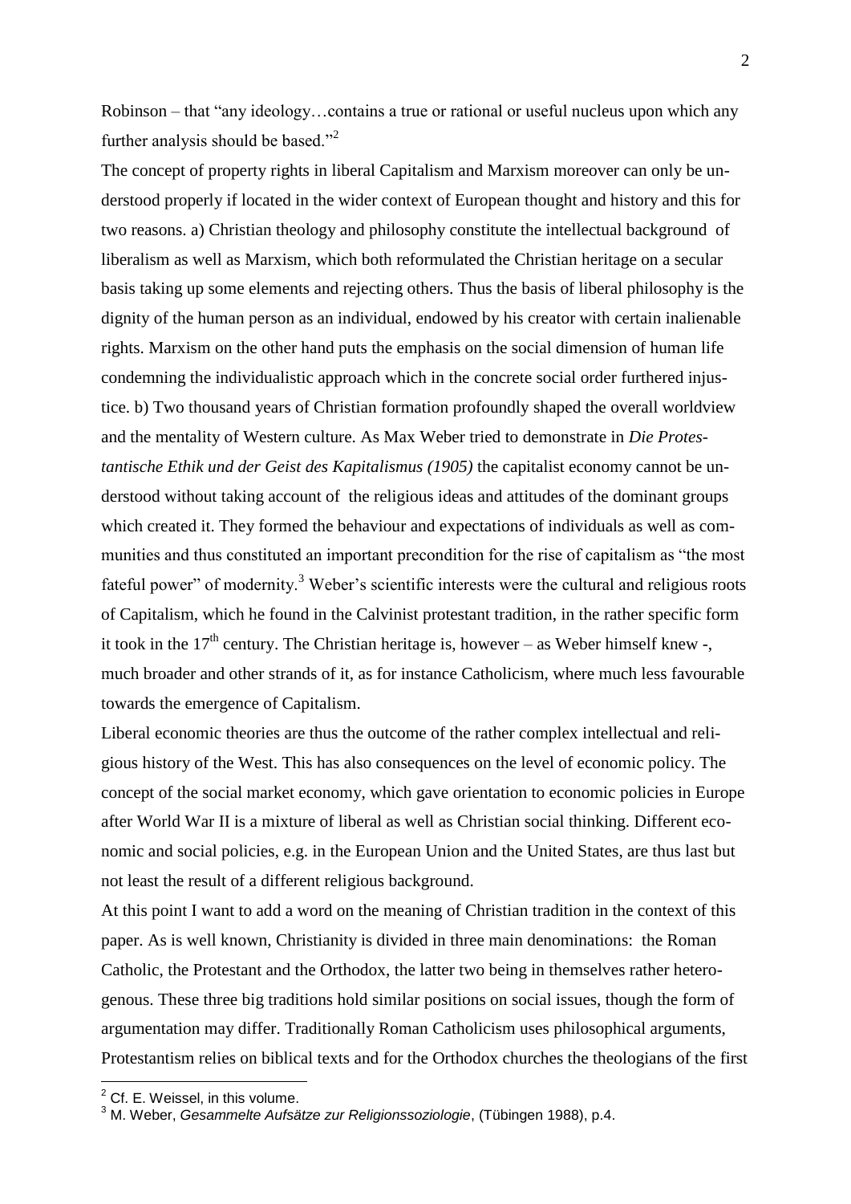Robinson – that "any ideology…contains a true or rational or useful nucleus upon which any further analysis should be based."[2]

The concept of property rights in liberal Capitalism and Marxism moreover can only be understood properly if located in the wider context of European thought and history and this for two reasons. a) Christian theology and philosophy constitute the intellectual background of liberalism as well as Marxism, which both reformulated the Christian heritage on a secular basis taking up some elements and rejecting others. Thus the basis of liberal philosophy is the dignity of the human person as an individual, endowed by his creator with certain inalienable rights. Marxism on the other hand puts the emphasis on the social dimension of human life condemning the individualistic approach which in the concrete social order furthered injustice. b) Two thousand years of Christian formation profoundly shaped the overall worldview and the mentality of Western culture. As Max Weber tried to demonstrate in *Die Protestantische Ethik und der Geist des Kapitalismus (1905)* the capitalist economy cannot be understood without taking account of the religious ideas and attitudes of the dominant groups which created it. They formed the behaviour and expectations of individuals as well as communities and thus constituted an important precondition for the rise of capitalism as "the most fateful power" of modernity.[3] Weber's scientific interests were the cultural and religious roots of Capitalism, which he found in the Calvinist protestant tradition, in the rather specific form it took in the 17th century. The Christian heritage is, however – as Weber himself knew -, much broader and other strands of it, as for instance Catholicism, where much less favourable towards the emergence of Capitalism.

Liberal economic theories are thus the outcome of the rather complex intellectual and religious history of the West. This has also consequences on the level of economic policy. The concept of the social market economy, which gave orientation to economic policies in Europe after World War II is a mixture of liberal as well as Christian social thinking. Different economic and social policies, e.g. in the European Union and the United States, are thus last but not least the result of a different religious background.

At this point I want to add a word on the meaning of Christian tradition in the context of this paper. As is well known, Christianity is divided in three main denominations: the Roman Catholic, the Protestant and the Orthodox, the latter two being in themselves rather heterogenous. These three big traditions hold similar positions on social issues, though the form of argumentation may differ. Traditionally Roman Catholicism uses philosophical arguments, Protestantism relies on biblical texts and for the Orthodox churches the theologians of the first

---

[2] Cf. E. Weissel, in this volume.

[3] M. Weber, *Gesammelte Aufsätze zur Religionssoziologie*, (Tübingen 1988), p.4.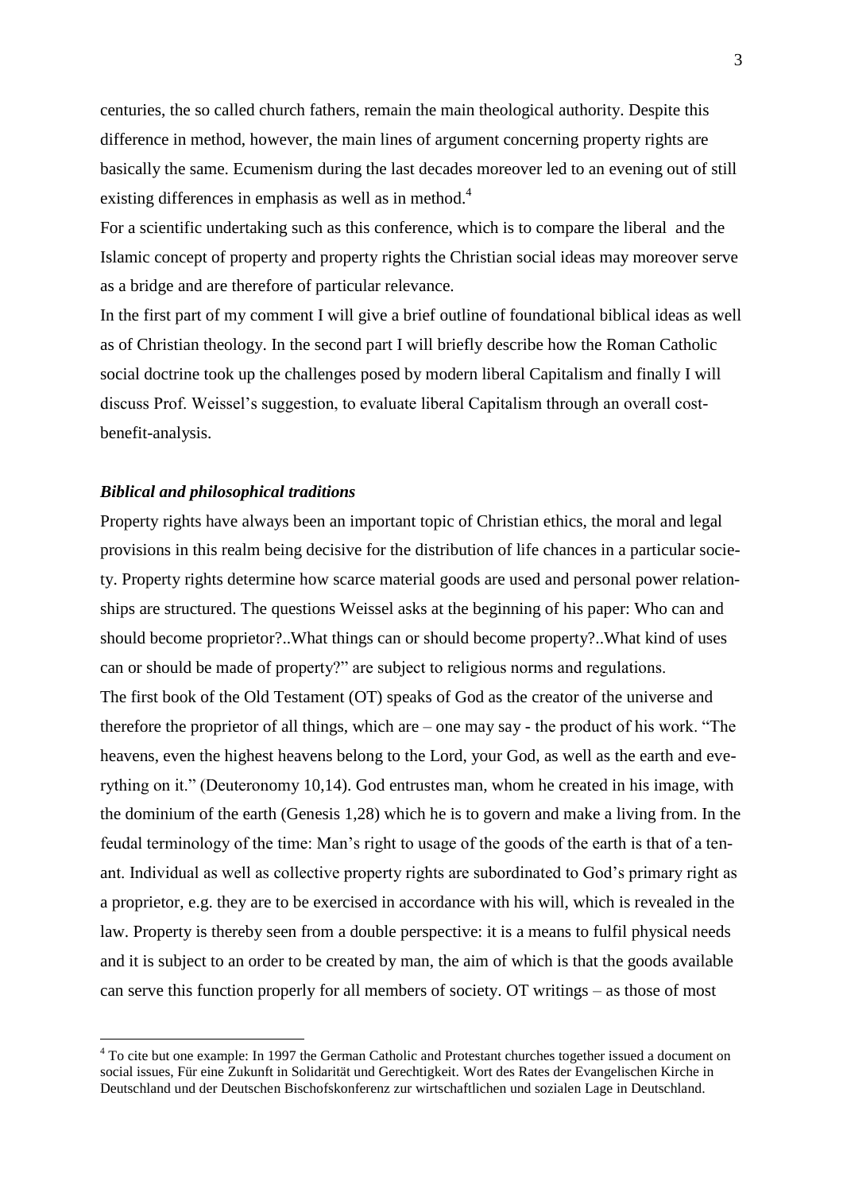centuries, the so called church fathers, remain the main theological authority. Despite this difference in method, however, the main lines of argument concerning property rights are basically the same. Ecumenism during the last decades moreover led to an evening out of still existing differences in emphasis as well as in method.[4]

For a scientific undertaking such as this conference, which is to compare the liberal and the Islamic concept of property and property rights the Christian social ideas may moreover serve as a bridge and are therefore of particular relevance.

In the first part of my comment I will give a brief outline of foundational biblical ideas as well as of Christian theology. In the second part I will briefly describe how the Roman Catholic social doctrine took up the challenges posed by modern liberal Capitalism and finally I will discuss Prof. Weissel's suggestion, to evaluate liberal Capitalism through an overall cost-benefit-analysis.

### *Biblical and philosophical traditions*

Property rights have always been an important topic of Christian ethics, the moral and legal provisions in this realm being decisive for the distribution of life chances in a particular society. Property rights determine how scarce material goods are used and personal power relationships are structured. The questions Weissel asks at the beginning of his paper: Who can and should become proprietor?..What things can or should become property?..What kind of uses can or should be made of property?" are subject to religious norms and regulations.

The first book of the Old Testament (OT) speaks of God as the creator of the universe and therefore the proprietor of all things, which are – one may say - the product of his work. "The heavens, even the highest heavens belong to the Lord, your God, as well as the earth and everything on it." (Deuteronomy 10,14). God entrustes man, whom he created in his image, with the dominium of the earth (Genesis 1,28) which he is to govern and make a living from. In the feudal terminology of the time: Man's right to usage of the goods of the earth is that of a tenant. Individual as well as collective property rights are subordinated to God's primary right as a proprietor, e.g. they are to be exercised in accordance with his will, which is revealed in the law. Property is thereby seen from a double perspective: it is a means to fulfil physical needs and it is subject to an order to be created by man, the aim of which is that the goods available can serve this function properly for all members of society. OT writings – as those of most

[4] To cite but one example: In 1997 the German Catholic and Protestant churches together issued a document on social issues, Für eine Zukunft in Solidarität und Gerechtigkeit. Wort des Rates der Evangelischen Kirche in Deutschland und der Deutschen Bischofskonferenz zur wirtschaftlichen und sozialen Lage in Deutschland.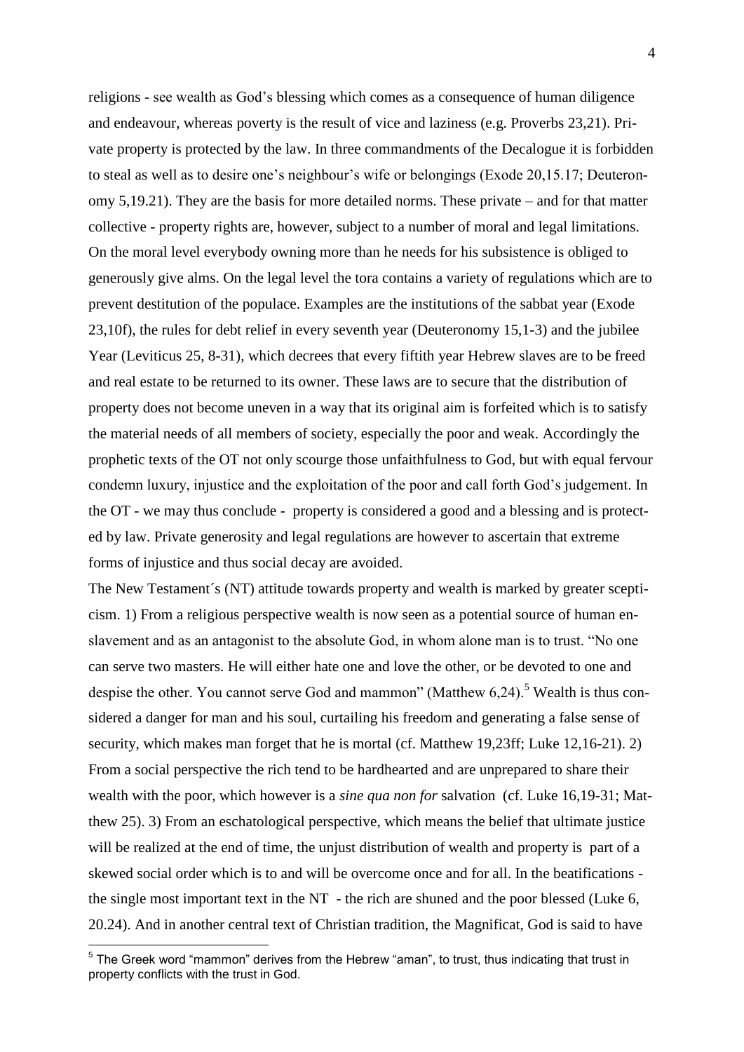religions - see wealth as God's blessing which comes as a consequence of human diligence and endeavour, whereas poverty is the result of vice and laziness (e.g. Proverbs 23,21). Private property is protected by the law. In three commandments of the Decalogue it is forbidden to steal as well as to desire one's neighbour's wife or belongings (Exode 20,15.17; Deuteronomy 5,19.21). They are the basis for more detailed norms. These private – and for that matter collective - property rights are, however, subject to a number of moral and legal limitations. On the moral level everybody owning more than he needs for his subsistence is obliged to generously give alms. On the legal level the tora contains a variety of regulations which are to prevent destitution of the populace. Examples are the institutions of the sabbat year (Exode 23,10f), the rules for debt relief in every seventh year (Deuteronomy 15,1-3) and the jubilee Year (Leviticus 25, 8-31), which decrees that every fiftith year Hebrew slaves are to be freed and real estate to be returned to its owner. These laws are to secure that the distribution of property does not become uneven in a way that its original aim is forfeited which is to satisfy the material needs of all members of society, especially the poor and weak. Accordingly the prophetic texts of the OT not only scourge those unfaithfulness to God, but with equal fervour condemn luxury, injustice and the exploitation of the poor and call forth God's judgement. In the OT - we may thus conclude - property is considered a good and a blessing and is protected by law. Private generosity and legal regulations are however to ascertain that extreme forms of injustice and thus social decay are avoided.

The New Testament´s (NT) attitude towards property and wealth is marked by greater scepticism. 1) From a religious perspective wealth is now seen as a potential source of human enslavement and as an antagonist to the absolute God, in whom alone man is to trust. "No one can serve two masters. He will either hate one and love the other, or be devoted to one and despise the other. You cannot serve God and mammon" (Matthew 6,24).[5] Wealth is thus considered a danger for man and his soul, curtailing his freedom and generating a false sense of security, which makes man forget that he is mortal (cf. Matthew 19,23ff; Luke 12,16-21). 2) From a social perspective the rich tend to be hardhearted and are unprepared to share their wealth with the poor, which however is a *sine qua non for* salvation (cf. Luke 16,19-31; Matthew 25). 3) From an eschatological perspective, which means the belief that ultimate justice will be realized at the end of time, the unjust distribution of wealth and property is part of a skewed social order which is to and will be overcome once and for all. In the beatifications - the single most important text in the NT - the rich are shuned and the poor blessed (Luke 6, 20.24). And in another central text of Christian tradition, the Magnificat, God is said to have

[5] The Greek word "mammon" derives from the Hebrew "aman", to trust, thus indicating that trust in property conflicts with the trust in God.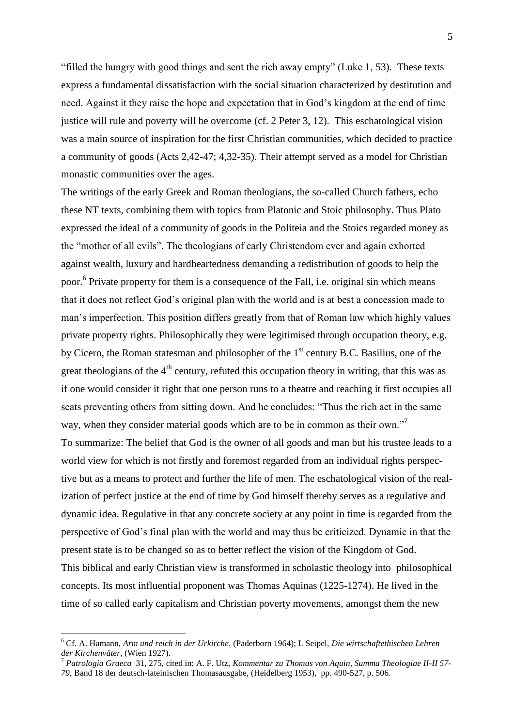"filled the hungry with good things and sent the rich away empty" (Luke 1, 53). These texts express a fundamental dissatisfaction with the social situation characterized by destitution and need. Against it they raise the hope and expectation that in God's kingdom at the end of time justice will rule and poverty will be overcome (cf. 2 Peter 3, 12). This eschatological vision was a main source of inspiration for the first Christian communities, which decided to practice a community of goods (Acts 2,42-47; 4,32-35). Their attempt served as a model for Christian monastic communities over the ages.

The writings of the early Greek and Roman theologians, the so-called Church fathers, echo these NT texts, combining them with topics from Platonic and Stoic philosophy. Thus Plato expressed the ideal of a community of goods in the Politeia and the Stoics regarded money as the "mother of all evils". The theologians of early Christendom ever and again exhorted against wealth, luxury and hardheartedness demanding a redistribution of goods to help the poor.[6] Private property for them is a consequence of the Fall, i.e. original sin which means that it does not reflect God's original plan with the world and is at best a concession made to man's imperfection. This position differs greatly from that of Roman law which highly values private property rights. Philosophically they were legitimised through occupation theory, e.g. by Cicero, the Roman statesman and philosopher of the 1st century B.C. Basilius, one of the great theologians of the 4th century, refuted this occupation theory in writing, that this was as if one would consider it right that one person runs to a theatre and reaching it first occupies all seats preventing others from sitting down. And he concludes: "Thus the rich act in the same way, when they consider material goods which are to be in common as their own."[7]

To summarize: The belief that God is the owner of all goods and man but his trustee leads to a world view for which is not firstly and foremost regarded from an individual rights perspective but as a means to protect and further the life of men. The eschatological vision of the realization of perfect justice at the end of time by God himself thereby serves as a regulative and dynamic idea. Regulative in that any concrete society at any point in time is regarded from the perspective of God's final plan with the world and may thus be criticized. Dynamic in that the present state is to be changed so as to better reflect the vision of the Kingdom of God.

This biblical and early Christian view is transformed in scholastic theology into philosophical concepts. Its most influential proponent was Thomas Aquinas (1225-1274). He lived in the time of so called early capitalism and Christian poverty movements, amongst them the new

---

[6] Cf. A. Hamann, *Arm und reich in der Urkirche*, (Paderborn 1964); I. Seipel, *Die wirtschaftethischen Lehren der Kirchenväter*, (Wien 1927).

[7] *Patrologia Graeca* 31, 275, cited in: A. F. Utz, *Kommentar zu Thomas von Aquin, Summa Theologiae II-II 57-79*, Band 18 der deutsch-lateinischen Thomasausgabe, (Heidelberg 1953), pp. 490-527, p. 506.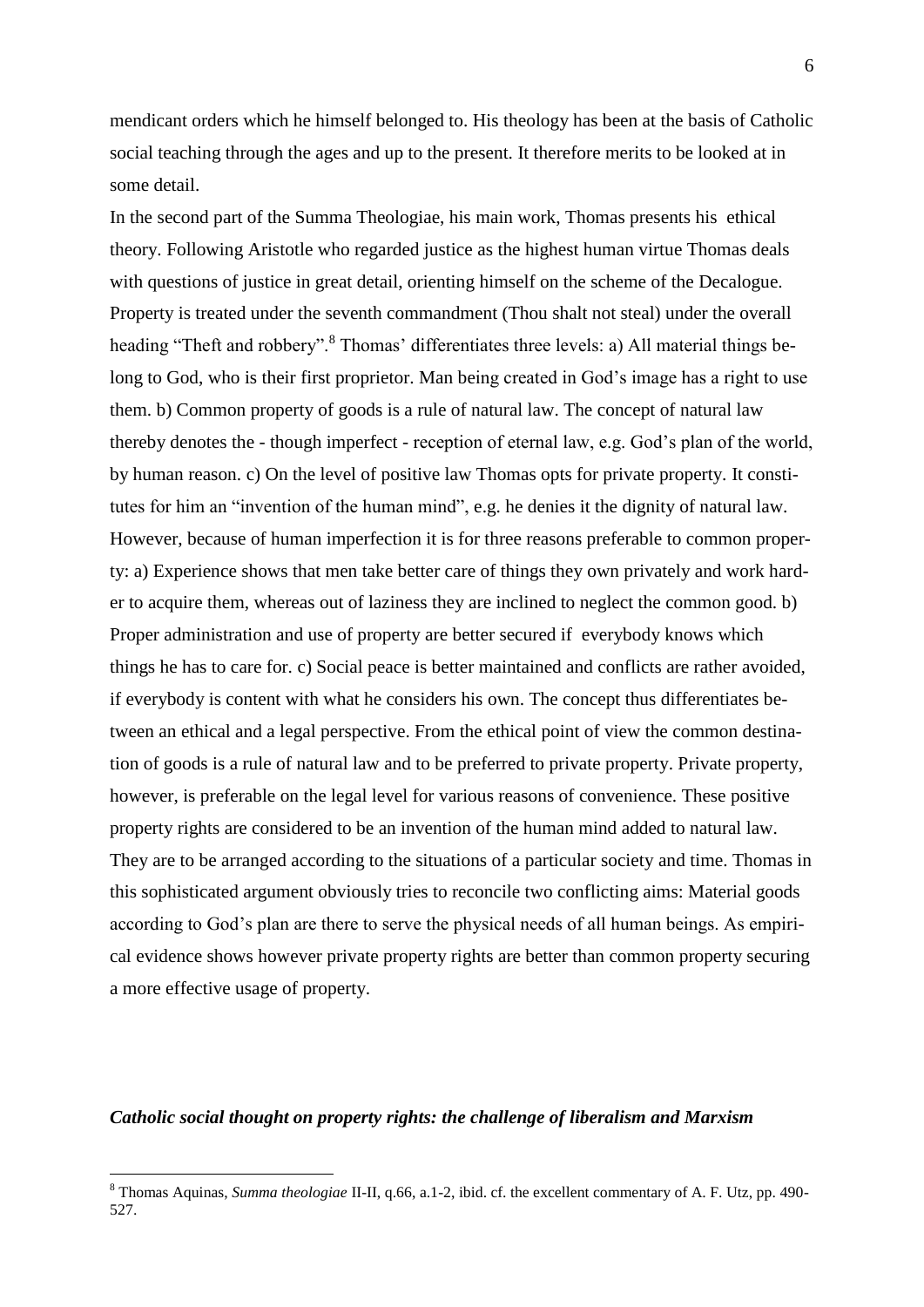mendicant orders which he himself belonged to. His theology has been at the basis of Catholic social teaching through the ages and up to the present. It therefore merits to be looked at in some detail.

In the second part of the Summa Theologiae, his main work, Thomas presents his ethical theory. Following Aristotle who regarded justice as the highest human virtue Thomas deals with questions of justice in great detail, orienting himself on the scheme of the Decalogue. Property is treated under the seventh commandment (Thou shalt not steal) under the overall heading "Theft and robbery".[8] Thomas' differentiates three levels: a) All material things belong to God, who is their first proprietor. Man being created in God's image has a right to use them. b) Common property of goods is a rule of natural law. The concept of natural law thereby denotes the - though imperfect - reception of eternal law, e.g. God's plan of the world, by human reason. c) On the level of positive law Thomas opts for private property. It constitutes for him an "invention of the human mind", e.g. he denies it the dignity of natural law. However, because of human imperfection it is for three reasons preferable to common property: a) Experience shows that men take better care of things they own privately and work harder to acquire them, whereas out of laziness they are inclined to neglect the common good. b) Proper administration and use of property are better secured if everybody knows which things he has to care for. c) Social peace is better maintained and conflicts are rather avoided, if everybody is content with what he considers his own. The concept thus differentiates between an ethical and a legal perspective. From the ethical point of view the common destination of goods is a rule of natural law and to be preferred to private property. Private property, however, is preferable on the legal level for various reasons of convenience. These positive property rights are considered to be an invention of the human mind added to natural law. They are to be arranged according to the situations of a particular society and time. Thomas in this sophisticated argument obviously tries to reconcile two conflicting aims: Material goods according to God's plan are there to serve the physical needs of all human beings. As empirical evidence shows however private property rights are better than common property securing a more effective usage of property.

### *Catholic social thought on property rights: the challenge of liberalism and Marxism*

[8] Thomas Aquinas, *Summa theologiae* II-II, q.66, a.1-2, ibid. cf. the excellent commentary of A. F. Utz, pp. 490-527.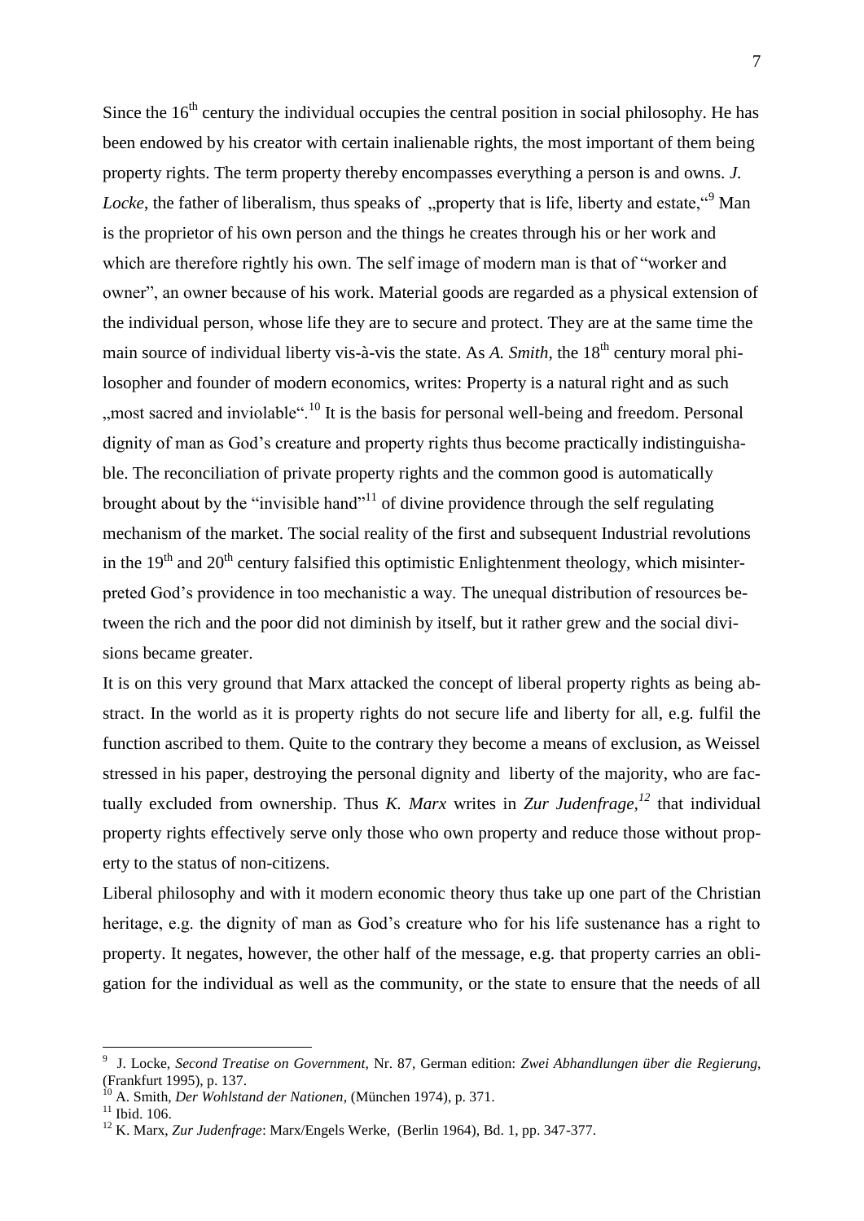Since the 16th century the individual occupies the central position in social philosophy. He has been endowed by his creator with certain inalienable rights, the most important of them being property rights. The term property thereby encompasses everything a person is and owns. *J. Locke*, the father of liberalism, thus speaks of „property that is life, liberty and estate,"[9] Man is the proprietor of his own person and the things he creates through his or her work and which are therefore rightly his own. The self image of modern man is that of "worker and owner", an owner because of his work. Material goods are regarded as a physical extension of the individual person, whose life they are to secure and protect. They are at the same time the main source of individual liberty vis-à-vis the state. As *A. Smith*, the 18th century moral philosopher and founder of modern economics, writes: Property is a natural right and as such „most sacred and inviolable".[10] It is the basis for personal well-being and freedom. Personal dignity of man as God's creature and property rights thus become practically indistinguishable. The reconciliation of private property rights and the common good is automatically brought about by the "invisible hand"[11] of divine providence through the self regulating mechanism of the market. The social reality of the first and subsequent Industrial revolutions in the 19th and 20th century falsified this optimistic Enlightenment theology, which misinterpreted God's providence in too mechanistic a way. The unequal distribution of resources between the rich and the poor did not diminish by itself, but it rather grew and the social divisions became greater.

It is on this very ground that Marx attacked the concept of liberal property rights as being abstract. In the world as it is property rights do not secure life and liberty for all, e.g. fulfil the function ascribed to them. Quite to the contrary they become a means of exclusion, as Weissel stressed in his paper, destroying the personal dignity and liberty of the majority, who are factually excluded from ownership. Thus *K. Marx* writes in *Zur Judenfrage*,[12] that individual property rights effectively serve only those who own property and reduce those without property to the status of non-citizens.

Liberal philosophy and with it modern economic theory thus take up one part of the Christian heritage, e.g. the dignity of man as God's creature who for his life sustenance has a right to property. It negates, however, the other half of the message, e.g. that property carries an obligation for the individual as well as the community, or the state to ensure that the needs of all

---

[9] J. Locke, *Second Treatise on Government*, Nr. 87, German edition: *Zwei Abhandlungen über die Regierung*, (Frankfurt 1995), p. 137.

[10] A. Smith, *Der Wohlstand der Nationen*, (München 1974), p. 371.

[11] Ibid. 106.

[12] K. Marx, *Zur Judenfrage*: Marx/Engels Werke, (Berlin 1964), Bd. 1, pp. 347-377.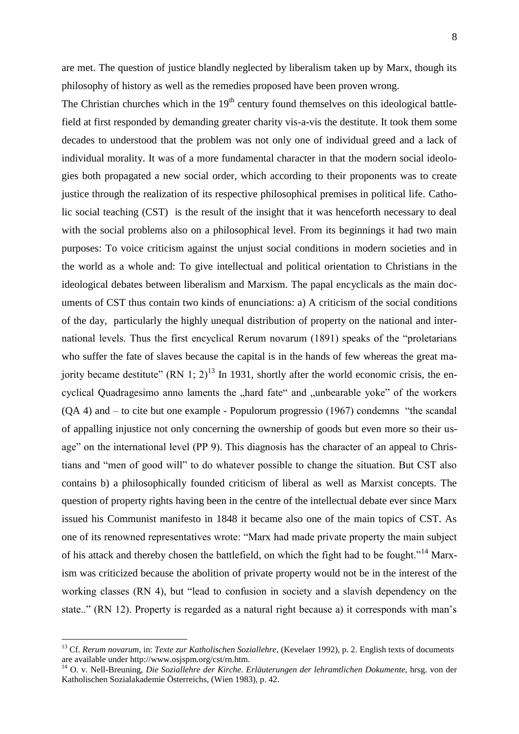are met. The question of justice blandly neglected by liberalism taken up by Marx, though its philosophy of history as well as the remedies proposed have been proven wrong.

The Christian churches which in the 19th century found themselves on this ideological battlefield at first responded by demanding greater charity vis-a-vis the destitute. It took them some decades to understood that the problem was not only one of individual greed and a lack of individual morality. It was of a more fundamental character in that the modern social ideologies both propagated a new social order, which according to their proponents was to create justice through the realization of its respective philosophical premises in political life. Catholic social teaching (CST) is the result of the insight that it was henceforth necessary to deal with the social problems also on a philosophical level. From its beginnings it had two main purposes: To voice criticism against the unjust social conditions in modern societies and in the world as a whole and: To give intellectual and political orientation to Christians in the ideological debates between liberalism and Marxism. The papal encyclicals as the main documents of CST thus contain two kinds of enunciations: a) A criticism of the social conditions of the day, particularly the highly unequal distribution of property on the national and international levels. Thus the first encyclical Rerum novarum (1891) speaks of the "proletarians who suffer the fate of slaves because the capital is in the hands of few whereas the great majority became destitute" (RN 1; 2)[13] In 1931, shortly after the world economic crisis, the encyclical Quadragesimo anno laments the „hard fate" and „unbearable yoke" of the workers (QA 4) and – to cite but one example - Populorum progressio (1967) condemns "the scandal of appalling injustice not only concerning the ownership of goods but even more so their usage" on the international level (PP 9). This diagnosis has the character of an appeal to Christians and "men of good will" to do whatever possible to change the situation. But CST also contains b) a philosophically founded criticism of liberal as well as Marxist concepts. The question of property rights having been in the centre of the intellectual debate ever since Marx issued his Communist manifesto in 1848 it became also one of the main topics of CST. As one of its renowned representatives wrote: "Marx had made private property the main subject of his attack and thereby chosen the battlefield, on which the fight had to be fought."[14] Marxism was criticized because the abolition of private property would not be in the interest of the working classes (RN 4), but "lead to confusion in society and a slavish dependency on the state.." (RN 12). Property is regarded as a natural right because a) it corresponds with man's

---

[13] Cf. *Rerum novarum*, in: *Texte zur Katholischen Soziallehre*, (Kevelaer 1992), p. 2. English texts of documents are available under http://www.osjspm.org/cst/rn.htm.

[14] O. v. Nell-Breuning, *Die Soziallehre der Kirche. Erläuterungen der lehramtlichen Dokumente*, hrsg. von der Katholischen Sozialakademie Österreichs, (Wien 1983), p. 42.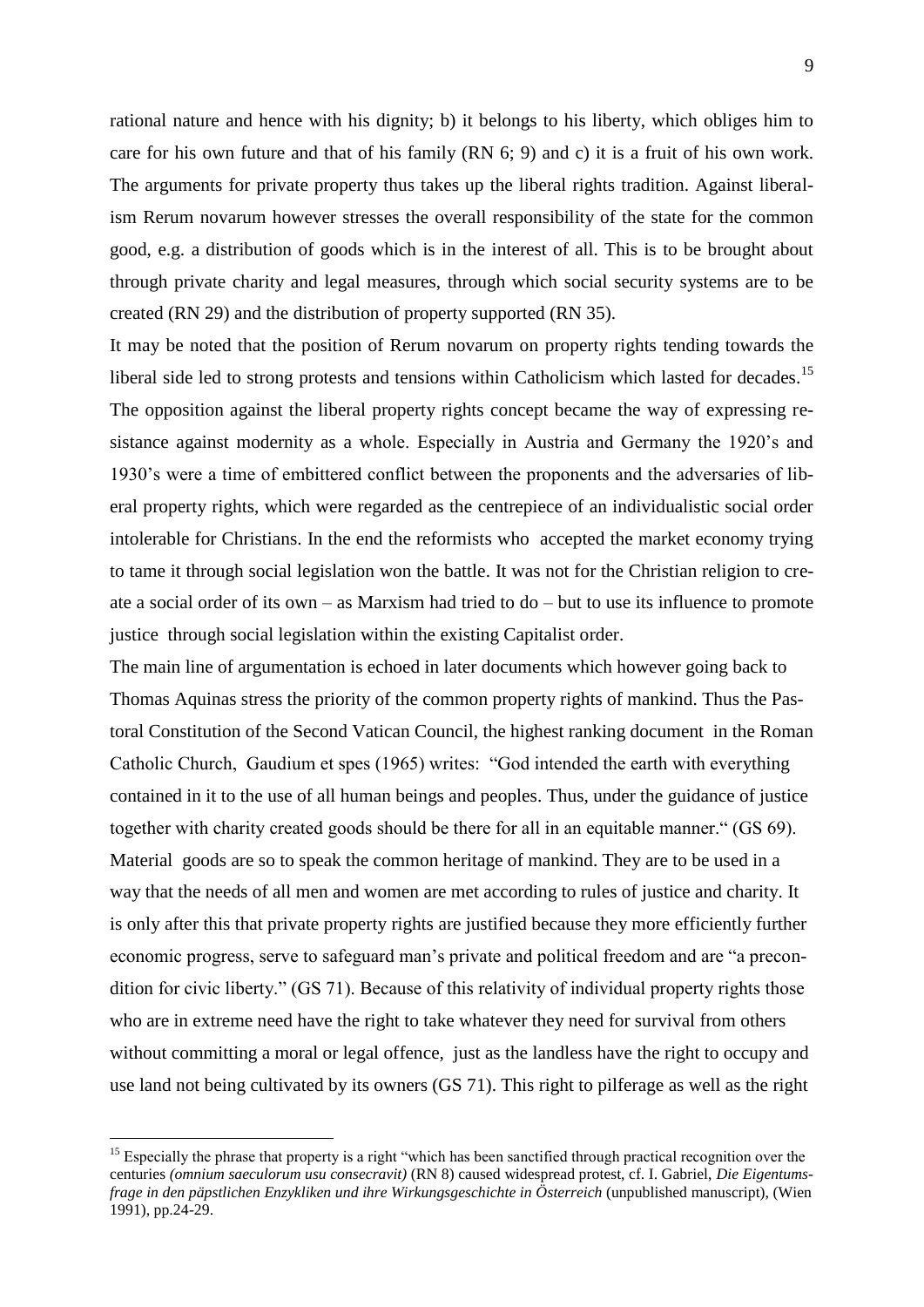rational nature and hence with his dignity; b) it belongs to his liberty, which obliges him to care for his own future and that of his family (RN 6; 9) and c) it is a fruit of his own work. The arguments for private property thus takes up the liberal rights tradition. Against liberalism Rerum novarum however stresses the overall responsibility of the state for the common good, e.g. a distribution of goods which is in the interest of all. This is to be brought about through private charity and legal measures, through which social security systems are to be created (RN 29) and the distribution of property supported (RN 35).

It may be noted that the position of Rerum novarum on property rights tending towards the liberal side led to strong protests and tensions within Catholicism which lasted for decades.[15] The opposition against the liberal property rights concept became the way of expressing resistance against modernity as a whole. Especially in Austria and Germany the 1920's and 1930's were a time of embittered conflict between the proponents and the adversaries of liberal property rights, which were regarded as the centrepiece of an individualistic social order intolerable for Christians. In the end the reformists who accepted the market economy trying to tame it through social legislation won the battle. It was not for the Christian religion to create a social order of its own – as Marxism had tried to do – but to use its influence to promote justice through social legislation within the existing Capitalist order.

The main line of argumentation is echoed in later documents which however going back to Thomas Aquinas stress the priority of the common property rights of mankind. Thus the Pastoral Constitution of the Second Vatican Council, the highest ranking document in the Roman Catholic Church, Gaudium et spes (1965) writes: "God intended the earth with everything contained in it to the use of all human beings and peoples. Thus, under the guidance of justice together with charity created goods should be there for all in an equitable manner." (GS 69). Material goods are so to speak the common heritage of mankind. They are to be used in a way that the needs of all men and women are met according to rules of justice and charity. It is only after this that private property rights are justified because they more efficiently further economic progress, serve to safeguard man's private and political freedom and are "a precondition for civic liberty." (GS 71). Because of this relativity of individual property rights those who are in extreme need have the right to take whatever they need for survival from others without committing a moral or legal offence, just as the landless have the right to occupy and use land not being cultivated by its owners (GS 71). This right to pilferage as well as the right

---

[15] Especially the phrase that property is a right "which has been sanctified through practical recognition over the centuries *(omnium saeculorum usu consecravit)* (RN 8) caused widespread protest, cf. I. Gabriel, *Die Eigentumsfrage in den päpstlichen Enzykliken und ihre Wirkungsgeschichte in Österreich* (unpublished manuscript), (Wien 1991), pp.24-29.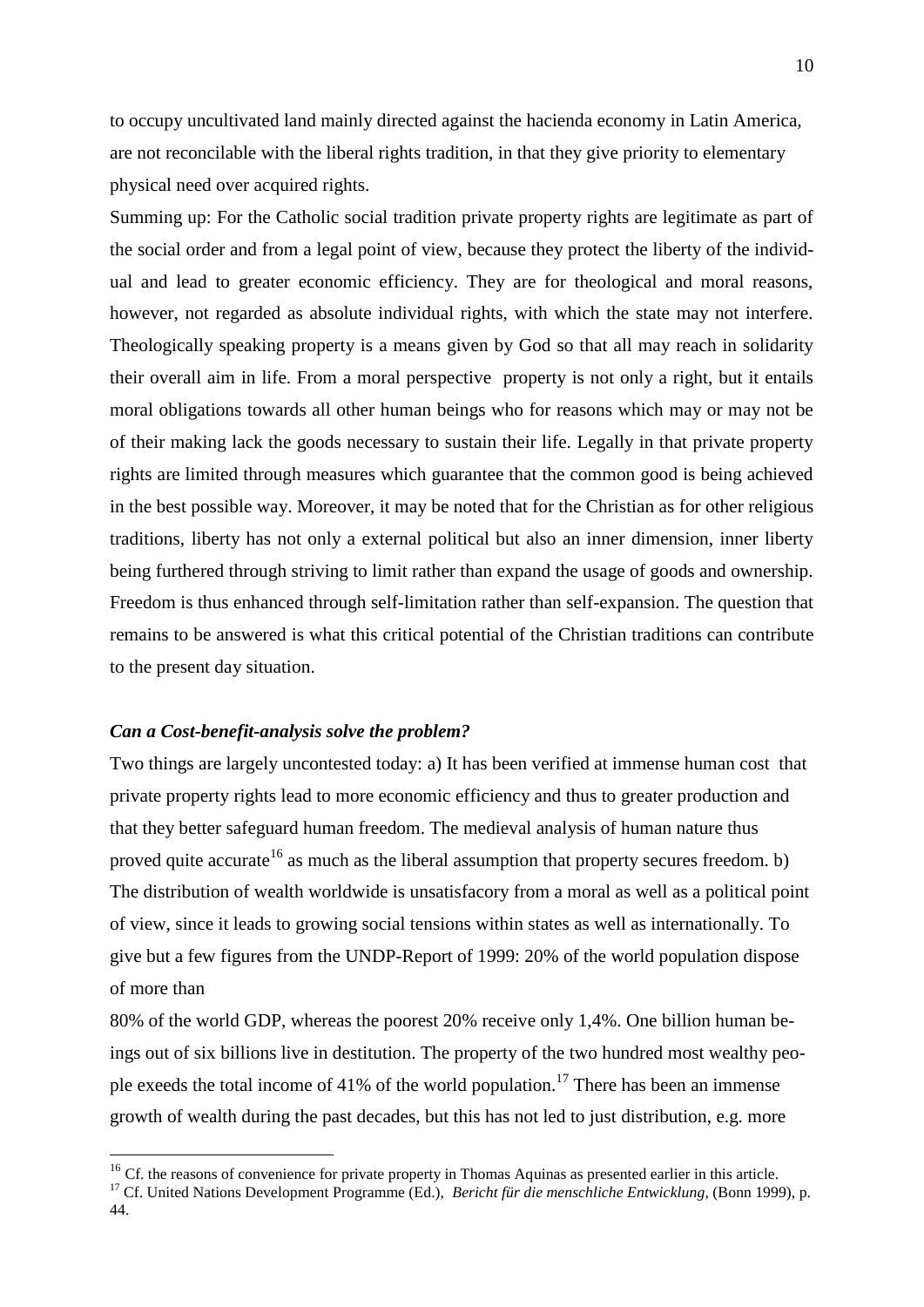to occupy uncultivated land mainly directed against the hacienda economy in Latin America, are not reconcilable with the liberal rights tradition, in that they give priority to elementary physical need over acquired rights.

Summing up: For the Catholic social tradition private property rights are legitimate as part of the social order and from a legal point of view, because they protect the liberty of the individual and lead to greater economic efficiency. They are for theological and moral reasons, however, not regarded as absolute individual rights, with which the state may not interfere. Theologically speaking property is a means given by God so that all may reach in solidarity their overall aim in life. From a moral perspective property is not only a right, but it entails moral obligations towards all other human beings who for reasons which may or may not be of their making lack the goods necessary to sustain their life. Legally in that private property rights are limited through measures which guarantee that the common good is being achieved in the best possible way. Moreover, it may be noted that for the Christian as for other religious traditions, liberty has not only a external political but also an inner dimension, inner liberty being furthered through striving to limit rather than expand the usage of goods and ownership. Freedom is thus enhanced through self-limitation rather than self-expansion. The question that remains to be answered is what this critical potential of the Christian traditions can contribute to the present day situation.

### *Can a Cost-benefit-analysis solve the problem?*

Two things are largely uncontested today: a) It has been verified at immense human cost that private property rights lead to more economic efficiency and thus to greater production and that they better safeguard human freedom. The medieval analysis of human nature thus proved quite accurate[16] as much as the liberal assumption that property secures freedom. b) The distribution of wealth worldwide is unsatisfacory from a moral as well as a political point of view, since it leads to growing social tensions within states as well as internationally. To give but a few figures from the UNDP-Report of 1999: 20% of the world population dispose of more than 80% of the world GDP, whereas the poorest 20% receive only 1,4%. One billion human beings out of six billions live in destitution. The property of the two hundred most wealthy people exeeds the total income of 41% of the world population.[17] There has been an immense growth of wealth during the past decades, but this has not led to just distribution, e.g. more

[16] Cf. the reasons of convenience for private property in Thomas Aquinas as presented earlier in this article.

[17] Cf. United Nations Development Programme (Ed.), *Bericht für die menschliche Entwicklung,* (Bonn 1999), p. 44.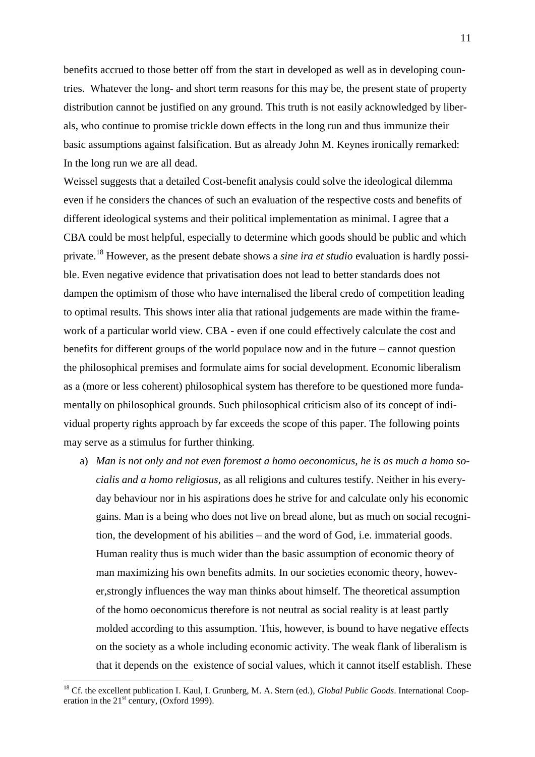benefits accrued to those better off from the start in developed as well as in developing countries. Whatever the long- and short term reasons for this may be, the present state of property distribution cannot be justified on any ground. This truth is not easily acknowledged by liberals, who continue to promise trickle down effects in the long run and thus immunize their basic assumptions against falsification. But as already John M. Keynes ironically remarked: In the long run we are all dead.

Weissel suggests that a detailed Cost-benefit analysis could solve the ideological dilemma even if he considers the chances of such an evaluation of the respective costs and benefits of different ideological systems and their political implementation as minimal. I agree that a CBA could be most helpful, especially to determine which goods should be public and which private.[18] However, as the present debate shows a *sine ira et studio* evaluation is hardly possible. Even negative evidence that privatisation does not lead to better standards does not dampen the optimism of those who have internalised the liberal credo of competition leading to optimal results. This shows inter alia that rational judgements are made within the framework of a particular world view. CBA - even if one could effectively calculate the cost and benefits for different groups of the world populace now and in the future – cannot question the philosophical premises and formulate aims for social development. Economic liberalism as a (more or less coherent) philosophical system has therefore to be questioned more fundamentally on philosophical grounds. Such philosophical criticism also of its concept of individual property rights approach by far exceeds the scope of this paper. The following points may serve as a stimulus for further thinking.

a) *Man is not only and not even foremost a homo oeconomicus, he is as much a homo socialis and a homo religiosus,* as all religions and cultures testify. Neither in his everyday behaviour nor in his aspirations does he strive for and calculate only his economic gains. Man is a being who does not live on bread alone, but as much on social recognition, the development of his abilities – and the word of God, i.e. immaterial goods. Human reality thus is much wider than the basic assumption of economic theory of man maximizing his own benefits admits. In our societies economic theory, however,strongly influences the way man thinks about himself. The theoretical assumption of the homo oeconomicus therefore is not neutral as social reality is at least partly molded according to this assumption. This, however, is bound to have negative effects on the society as a whole including economic activity. The weak flank of liberalism is that it depends on the existence of social values, which it cannot itself establish. These

[18] Cf. the excellent publication I. Kaul, I. Grunberg, M. A. Stern (ed.), *Global Public Goods*. International Cooperation in the 21st century, (Oxford 1999).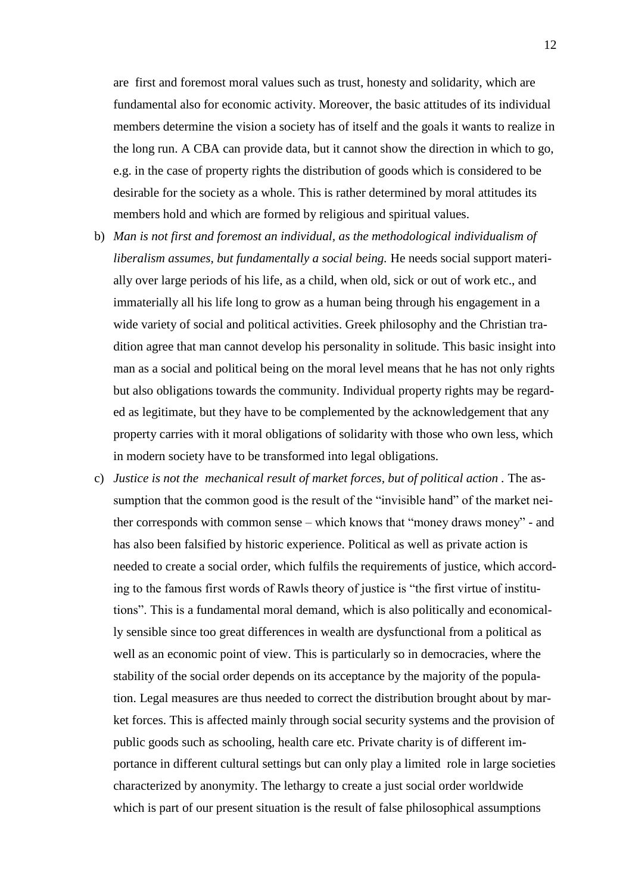are first and foremost moral values such as trust, honesty and solidarity, which are fundamental also for economic activity. Moreover, the basic attitudes of its individual members determine the vision a society has of itself and the goals it wants to realize in the long run. A CBA can provide data, but it cannot show the direction in which to go, e.g. in the case of property rights the distribution of goods which is considered to be desirable for the society as a whole. This is rather determined by moral attitudes its members hold and which are formed by religious and spiritual values.

b) *Man is not first and foremost an individual, as the methodological individualism of liberalism assumes, but fundamentally a social being.* He needs social support materially over large periods of his life, as a child, when old, sick or out of work etc., and immaterially all his life long to grow as a human being through his engagement in a wide variety of social and political activities. Greek philosophy and the Christian tradition agree that man cannot develop his personality in solitude. This basic insight into man as a social and political being on the moral level means that he has not only rights but also obligations towards the community. Individual property rights may be regarded as legitimate, but they have to be complemented by the acknowledgement that any property carries with it moral obligations of solidarity with those who own less, which in modern society have to be transformed into legal obligations.

c) *Justice is not the mechanical result of market forces, but of political action .* The assumption that the common good is the result of the "invisible hand" of the market neither corresponds with common sense – which knows that "money draws money" - and has also been falsified by historic experience. Political as well as private action is needed to create a social order, which fulfils the requirements of justice, which according to the famous first words of Rawls theory of justice is "the first virtue of institutions". This is a fundamental moral demand, which is also politically and economically sensible since too great differences in wealth are dysfunctional from a political as well as an economic point of view. This is particularly so in democracies, where the stability of the social order depends on its acceptance by the majority of the population. Legal measures are thus needed to correct the distribution brought about by market forces. This is affected mainly through social security systems and the provision of public goods such as schooling, health care etc. Private charity is of different importance in different cultural settings but can only play a limited role in large societies characterized by anonymity. The lethargy to create a just social order worldwide which is part of our present situation is the result of false philosophical assumptions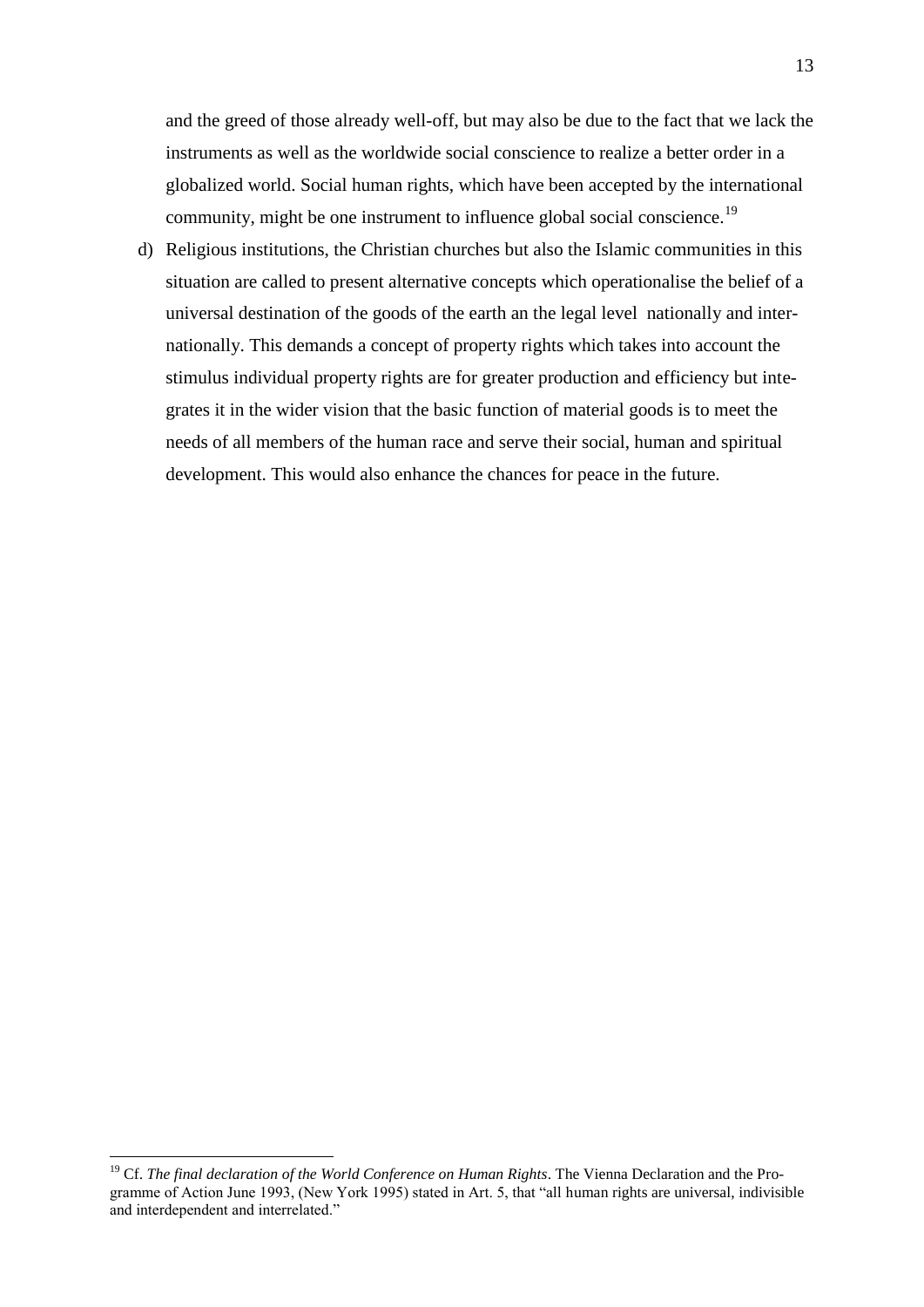and the greed of those already well-off, but may also be due to the fact that we lack the instruments as well as the worldwide social conscience to realize a better order in a globalized world. Social human rights, which have been accepted by the international community, might be one instrument to influence global social conscience.[19]

d) Religious institutions, the Christian churches but also the Islamic communities in this situation are called to present alternative concepts which operationalise the belief of a universal destination of the goods of the earth an the legal level nationally and internationally. This demands a concept of property rights which takes into account the stimulus individual property rights are for greater production and efficiency but integrates it in the wider vision that the basic function of material goods is to meet the needs of all members of the human race and serve their social, human and spiritual development. This would also enhance the chances for peace in the future.

---

[19] Cf. *The final declaration of the World Conference on Human Rights*. The Vienna Declaration and the Programme of Action June 1993, (New York 1995) stated in Art. 5, that "all human rights are universal, indivisible and interdependent and interrelated."